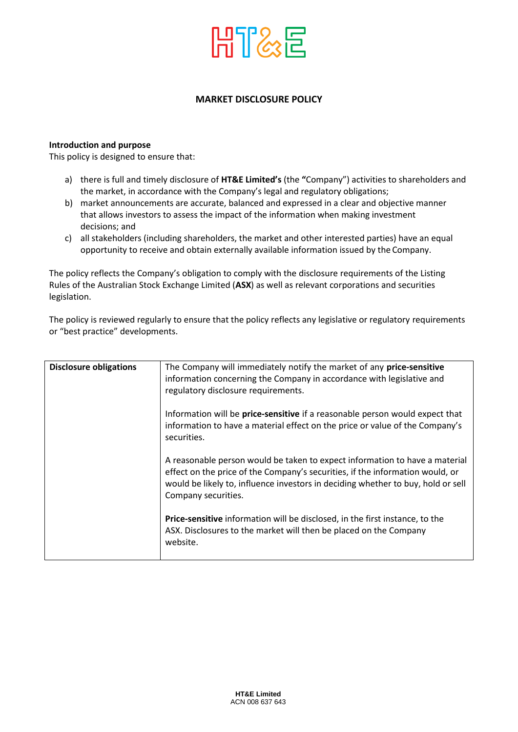# MARKET DISCLOSURE POLICY

**Introduction and purpose**

This policy is designed to ensure that:

a) there is full and timely disclosure of **HT&E Limited's** (the **"**Company") activities to shareholders and the market, in accordance with the Company's legal and regulatory obligations;
b) market announcements are accurate, balanced and expressed in a clear and objective manner that allows investors to assess the impact of the information when making investment decisions; and
c) all stakeholders (including shareholders, the market and other interested parties) have an equal opportunity to receive and obtain externally available information issued by the Company.

The policy reflects the Company's obligation to comply with the disclosure requirements of the Listing Rules of the Australian Stock Exchange Limited (**ASX**) as well as relevant corporations and securities legislation.

The policy is reviewed regularly to ensure that the policy reflects any legislative or regulatory requirements or "best practice" developments.

| | |
|---|---|
| **Disclosure obligations** | The Company will immediately notify the market of any **price-sensitive** information concerning the Company in accordance with legislative and regulatory disclosure requirements.<br><br>Information will be **price-sensitive** if a reasonable person would expect that information to have a material effect on the price or value of the Company's securities.<br><br>A reasonable person would be taken to expect information to have a material effect on the price of the Company's securities, if the information would, or would be likely to, influence investors in deciding whether to buy, hold or sell Company securities.<br><br>**Price-sensitive** information will be disclosed, in the first instance, to the ASX. Disclosures to the market will then be placed on the Company website. |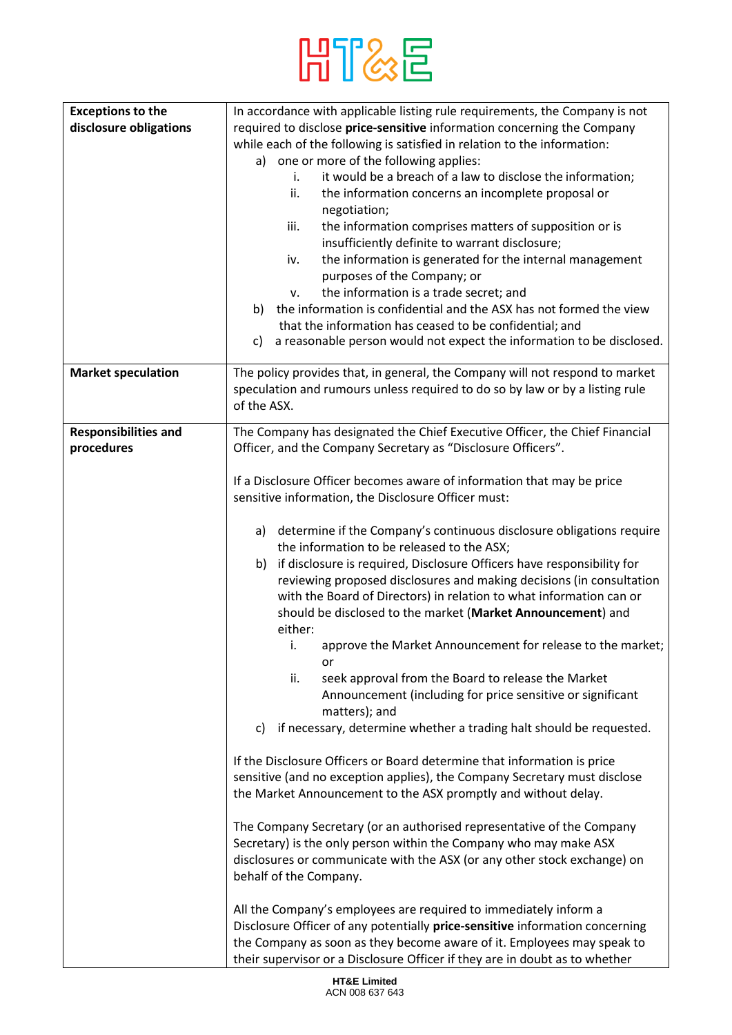| | |
|---|---|
| **Exceptions to the disclosure obligations** | In accordance with applicable listing rule requirements, the Company is not required to disclose **price-sensitive** information concerning the Company while each of the following is satisfied in relation to the information:<br>a) one or more of the following applies:<br>i. it would be a breach of a law to disclose the information;<br>ii. the information concerns an incomplete proposal or negotiation;<br>iii. the information comprises matters of supposition or is insufficiently definite to warrant disclosure;<br>iv. the information is generated for the internal management purposes of the Company; or<br>v. the information is a trade secret; and<br>b) the information is confidential and the ASX has not formed the view that the information has ceased to be confidential; and<br>c) a reasonable person would not expect the information to be disclosed. |
| **Market speculation** | The policy provides that, in general, the Company will not respond to market speculation and rumours unless required to do so by law or by a listing rule of the ASX. |
| **Responsibilities and procedures** | The Company has designated the Chief Executive Officer, the Chief Financial Officer, and the Company Secretary as "Disclosure Officers".<br><br>If a Disclosure Officer becomes aware of information that may be price sensitive information, the Disclosure Officer must:<br><br>a) determine if the Company's continuous disclosure obligations require the information to be released to the ASX;<br>b) if disclosure is required, Disclosure Officers have responsibility for reviewing proposed disclosures and making decisions (in consultation with the Board of Directors) in relation to what information can or should be disclosed to the market (**Market Announcement**) and either:<br>i. approve the Market Announcement for release to the market; or<br>ii. seek approval from the Board to release the Market Announcement (including for price sensitive or significant matters); and<br>c) if necessary, determine whether a trading halt should be requested.<br><br>If the Disclosure Officers or Board determine that information is price sensitive (and no exception applies), the Company Secretary must disclose the Market Announcement to the ASX promptly and without delay.<br><br>The Company Secretary (or an authorised representative of the Company Secretary) is the only person within the Company who may make ASX disclosures or communicate with the ASX (or any other stock exchange) on behalf of the Company.<br><br>All the Company's employees are required to immediately inform a Disclosure Officer of any potentially **price-sensitive** information concerning the Company as soon as they become aware of it. Employees may speak to their supervisor or a Disclosure Officer if they are in doubt as to whether |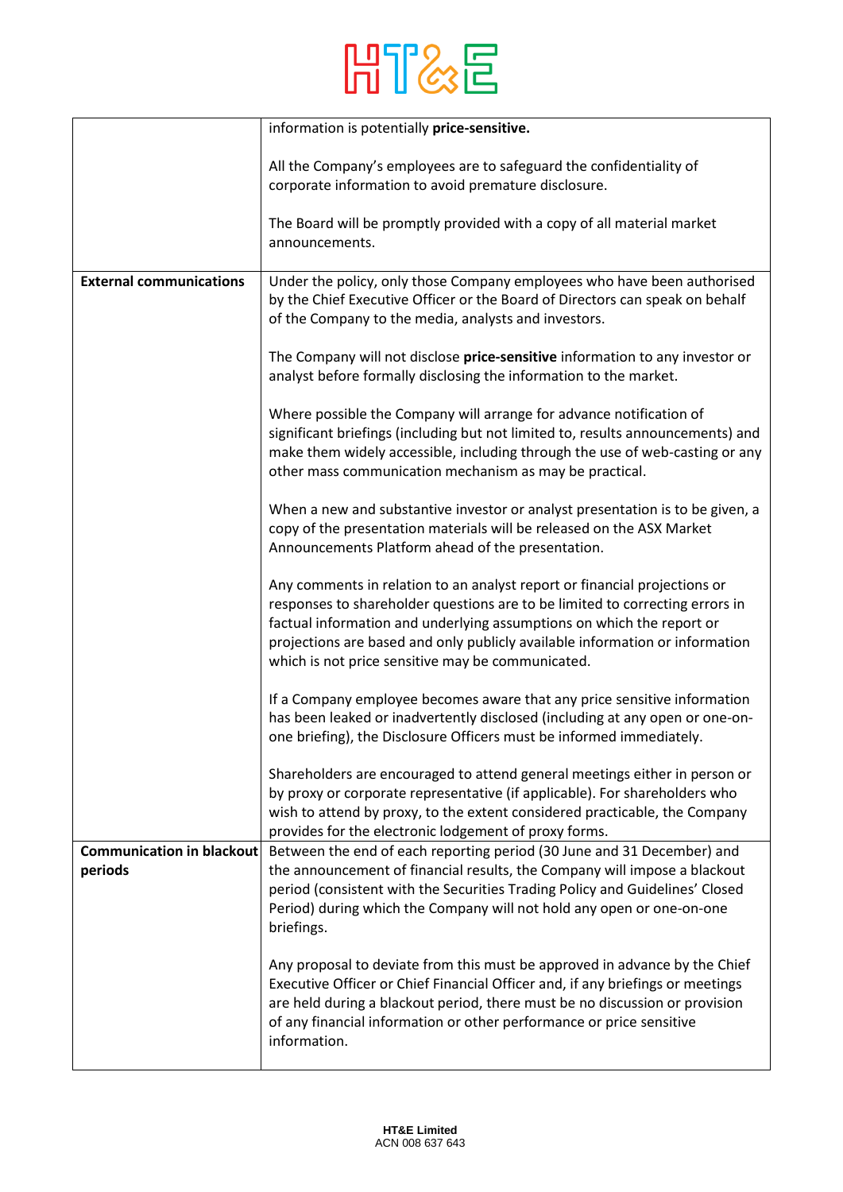| | |
|---|---|
| | information is potentially **price-sensitive.**<br><br>All the Company's employees are to safeguard the confidentiality of corporate information to avoid premature disclosure.<br><br>The Board will be promptly provided with a copy of all material market announcements. |
| **External communications** | Under the policy, only those Company employees who have been authorised by the Chief Executive Officer or the Board of Directors can speak on behalf of the Company to the media, analysts and investors.<br><br>The Company will not disclose **price-sensitive** information to any investor or analyst before formally disclosing the information to the market.<br><br>Where possible the Company will arrange for advance notification of significant briefings (including but not limited to, results announcements) and make them widely accessible, including through the use of web-casting or any other mass communication mechanism as may be practical.<br><br>When a new and substantive investor or analyst presentation is to be given, a copy of the presentation materials will be released on the ASX Market Announcements Platform ahead of the presentation.<br><br>Any comments in relation to an analyst report or financial projections or responses to shareholder questions are to be limited to correcting errors in factual information and underlying assumptions on which the report or projections are based and only publicly available information or information which is not price sensitive may be communicated.<br><br>If a Company employee becomes aware that any price sensitive information has been leaked or inadvertently disclosed (including at any open or one-on-one briefing), the Disclosure Officers must be informed immediately.<br><br>Shareholders are encouraged to attend general meetings either in person or by proxy or corporate representative (if applicable). For shareholders who wish to attend by proxy, to the extent considered practicable, the Company provides for the electronic lodgement of proxy forms. |
| **Communication in blackout periods** | Between the end of each reporting period (30 June and 31 December) and the announcement of financial results, the Company will impose a blackout period (consistent with the Securities Trading Policy and Guidelines' Closed Period) during which the Company will not hold any open or one-on-one briefings.<br><br>Any proposal to deviate from this must be approved in advance by the Chief Executive Officer or Chief Financial Officer and, if any briefings or meetings are held during a blackout period, there must be no discussion or provision of any financial information or other performance or price sensitive information. |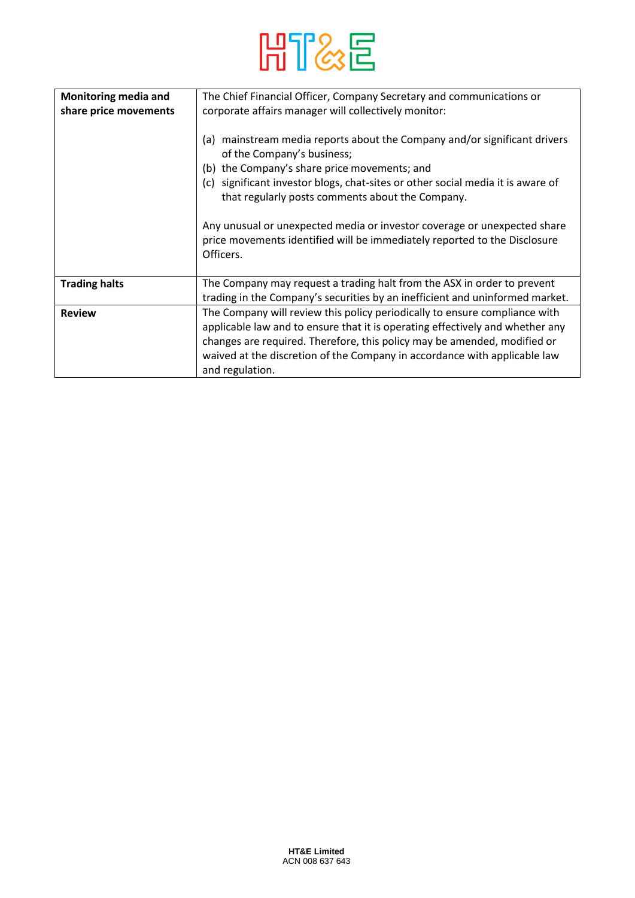| | |
|---|---|
| **Monitoring media and share price movements** | The Chief Financial Officer, Company Secretary and communications or corporate affairs manager will collectively monitor:<br><br>(a) mainstream media reports about the Company and/or significant drivers of the Company's business;<br>(b) the Company's share price movements; and<br>(c) significant investor blogs, chat-sites or other social media it is aware of that regularly posts comments about the Company.<br><br>Any unusual or unexpected media or investor coverage or unexpected share price movements identified will be immediately reported to the Disclosure Officers. |
| **Trading halts** | The Company may request a trading halt from the ASX in order to prevent trading in the Company's securities by an inefficient and uninformed market. |
| **Review** | The Company will review this policy periodically to ensure compliance with applicable law and to ensure that it is operating effectively and whether any changes are required. Therefore, this policy may be amended, modified or waived at the discretion of the Company in accordance with applicable law and regulation. |